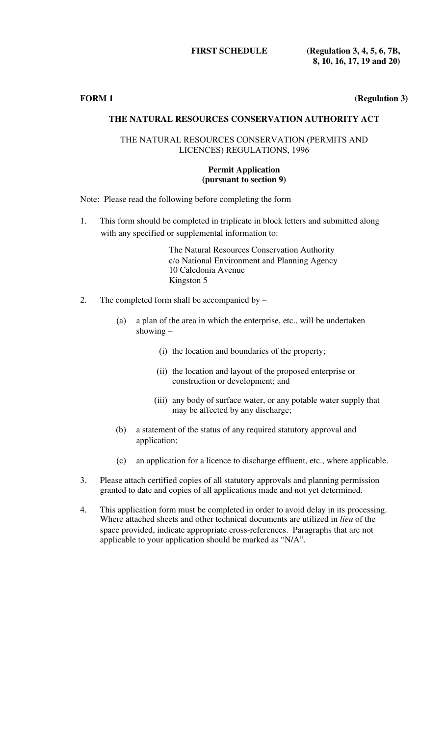**FIRST SCHEDULE** **(Regulation 3, 4, 5, 6, 7B, 8, 10, 16, 17, 19 and 20)**

**FORM 1** **(Regulation 3)**

## THE NATURAL RESOURCES CONSERVATION AUTHORITY ACT

THE NATURAL RESOURCES CONSERVATION (PERMITS AND LICENCES) REGULATIONS, 1996

### Permit Application (pursuant to section 9)

Note: Please read the following before completing the form

1. This form should be completed in triplicate in block letters and submitted along with any specified or supplemental information to:

   The Natural Resources Conservation Authority
   c/o National Environment and Planning Agency
   10 Caledonia Avenue
   Kingston 5

2. The completed form shall be accompanied by –

   (a) a plan of the area in which the enterprise, etc., will be undertaken showing –

      (i) the location and boundaries of the property;

      (ii) the location and layout of the proposed enterprise or construction or development; and

      (iii) any body of surface water, or any potable water supply that may be affected by any discharge;

   (b) a statement of the status of any required statutory approval and application;

   (c) an application for a licence to discharge effluent, etc., where applicable.

3. Please attach certified copies of all statutory approvals and planning permission granted to date and copies of all applications made and not yet determined.

4. This application form must be completed in order to avoid delay in its processing. Where attached sheets and other technical documents are utilized in *lieu* of the space provided, indicate appropriate cross-references. Paragraphs that are not applicable to your application should be marked as "N/A".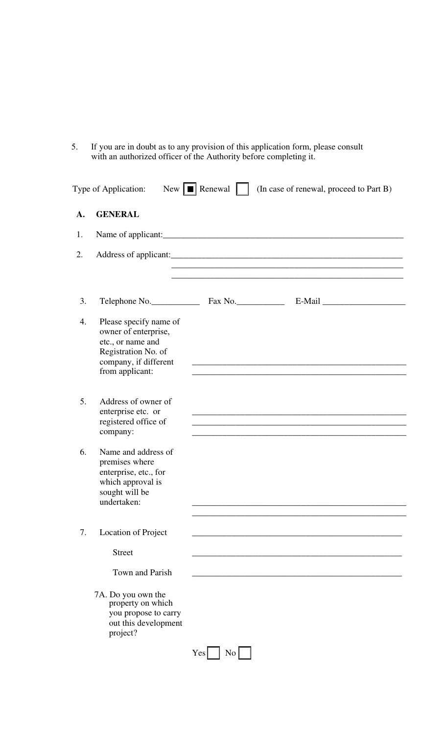5. If you are in doubt as to any provision of this application form, please consult with an authorized officer of the Authority before completing it.

Type of Application: New ■ Renewal ☐ (In case of renewal, proceed to Part B)

## A. GENERAL

1. Name of applicant:_______________________________________________________

2. Address of applicant:_____________________________________________________
_____________________________________________________
_____________________________________________________

3. Telephone No.___________ Fax No.___________ E-Mail ___________________

4. Please specify name of owner of enterprise, etc., or name and Registration No. of company, if different from applicant: _________________________________________________
_________________________________________________

5. Address of owner of enterprise etc. or registered office of company: _________________________________________________
_________________________________________________
_________________________________________________

6. Name and address of premises where enterprise, etc., for which approval is sought will be undertaken: _________________________________________________
_________________________________________________

7. Location of Project _________________________________________________

   Street _________________________________________________

   Town and Parish _________________________________________________

   7A. Do you own the property on which you propose to carry out this development project?

   Yes ☐ No ☐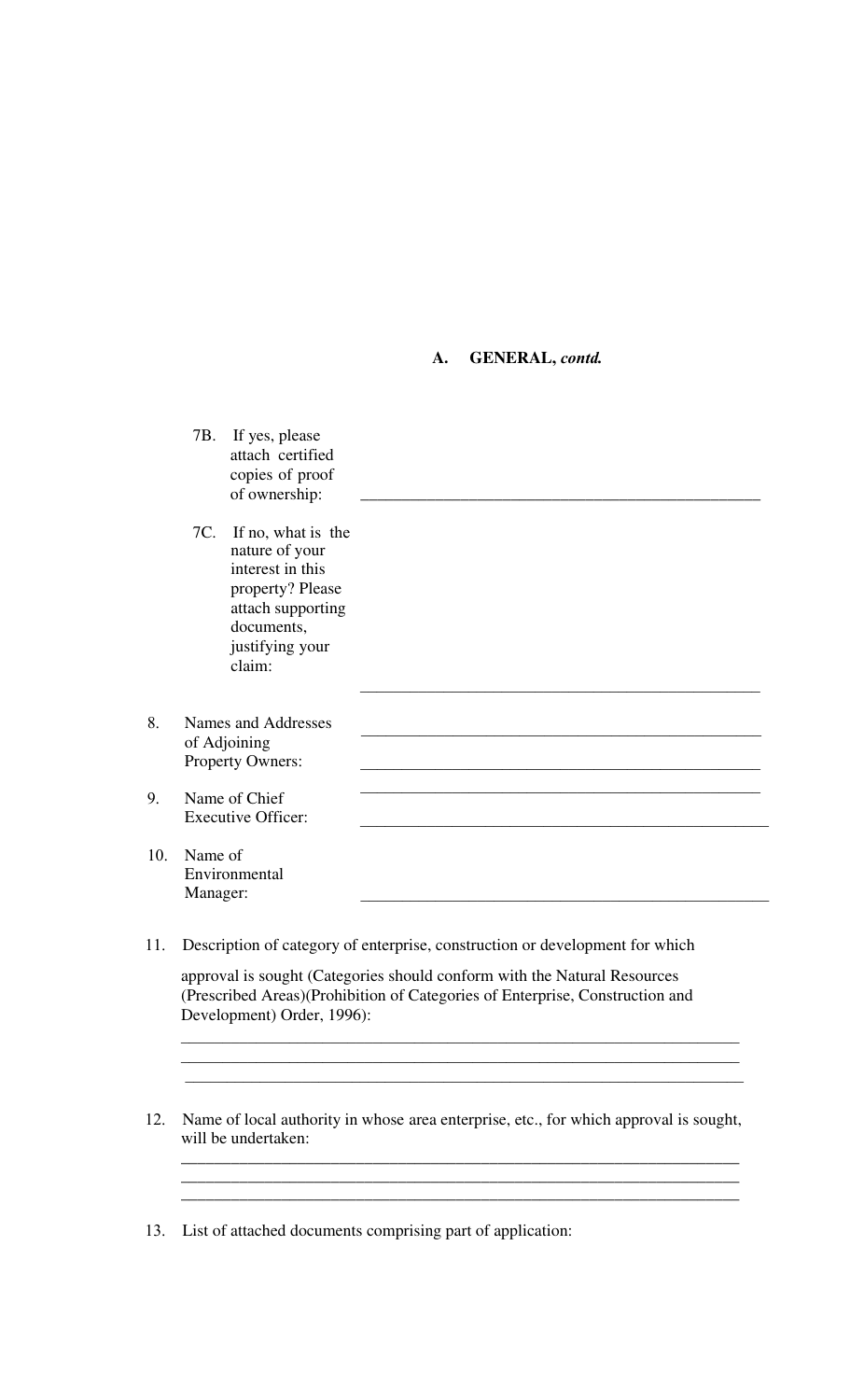## A. GENERAL, *contd.*

7B. If yes, please attach certified copies of proof of ownership: ________________________________________________

7C. If no, what is the nature of your interest in this property? Please attach supporting documents, justifying your claim: ________________________________________________

8. Names and Addresses of Adjoining Property Owners: ________________________________________________
________________________________________________
________________________________________________

9. Name of Chief Executive Officer: ________________________________________________

10. Name of Environmental Manager: ________________________________________________

11. Description of category of enterprise, construction or development for which approval is sought (Categories should conform with the Natural Resources (Prescribed Areas)(Prohibition of Categories of Enterprise, Construction and Development) Order, 1996):
____________________________________________________________________
____________________________________________________________________
____________________________________________________________________

12. Name of local authority in whose area enterprise, etc., for which approval is sought, will be undertaken:
____________________________________________________________________
____________________________________________________________________
____________________________________________________________________

13. List of attached documents comprising part of application: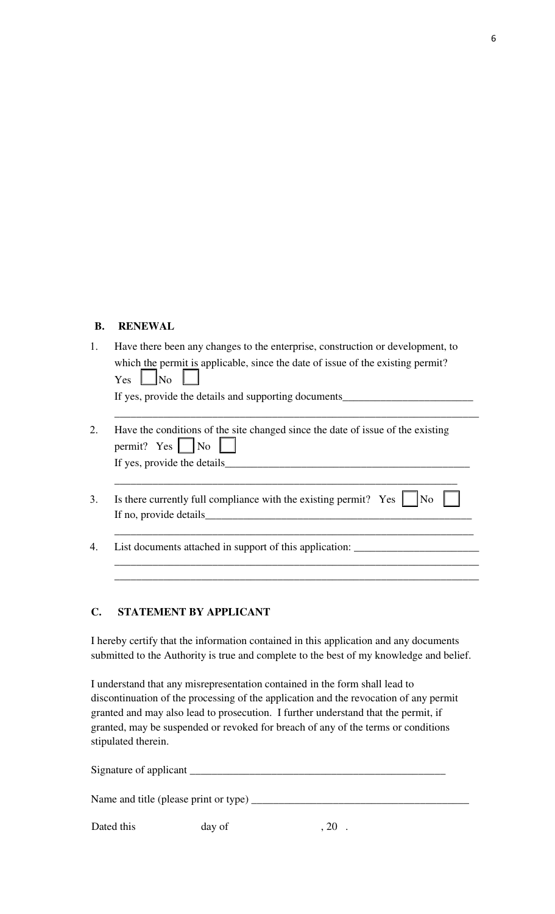## B. RENEWAL

1. Have there been any changes to the enterprise, construction or development, to which the permit is applicable, since the date of issue of the existing permit?
   Yes ☐ No ☐
   If yes, provide the details and supporting documents________________________
   ______________________________________________________________________

2. Have the conditions of the site changed since the date of issue of the existing permit? Yes ☐ No ☐
   If yes, provide the details_______________________________________________
   ______________________________________________________________________

3. Is there currently full compliance with the existing permit? Yes ☐ No ☐
   If no, provide details___________________________________________________
   ______________________________________________________________________

4. List documents attached in support of this application: _______________________
   ______________________________________________________________________
   ______________________________________________________________________

## C. STATEMENT BY APPLICANT

I hereby certify that the information contained in this application and any documents submitted to the Authority is true and complete to the best of my knowledge and belief.

I understand that any misrepresentation contained in the form shall lead to discontinuation of the processing of the application and the revocation of any permit granted and may also lead to prosecution. I further understand that the permit, if granted, may be suspended or revoked for breach of any of the terms or conditions stipulated therein.

Signature of applicant _________________________________________________

Name and title (please print or type) _________________________________________

Dated this            day of                    , 20  .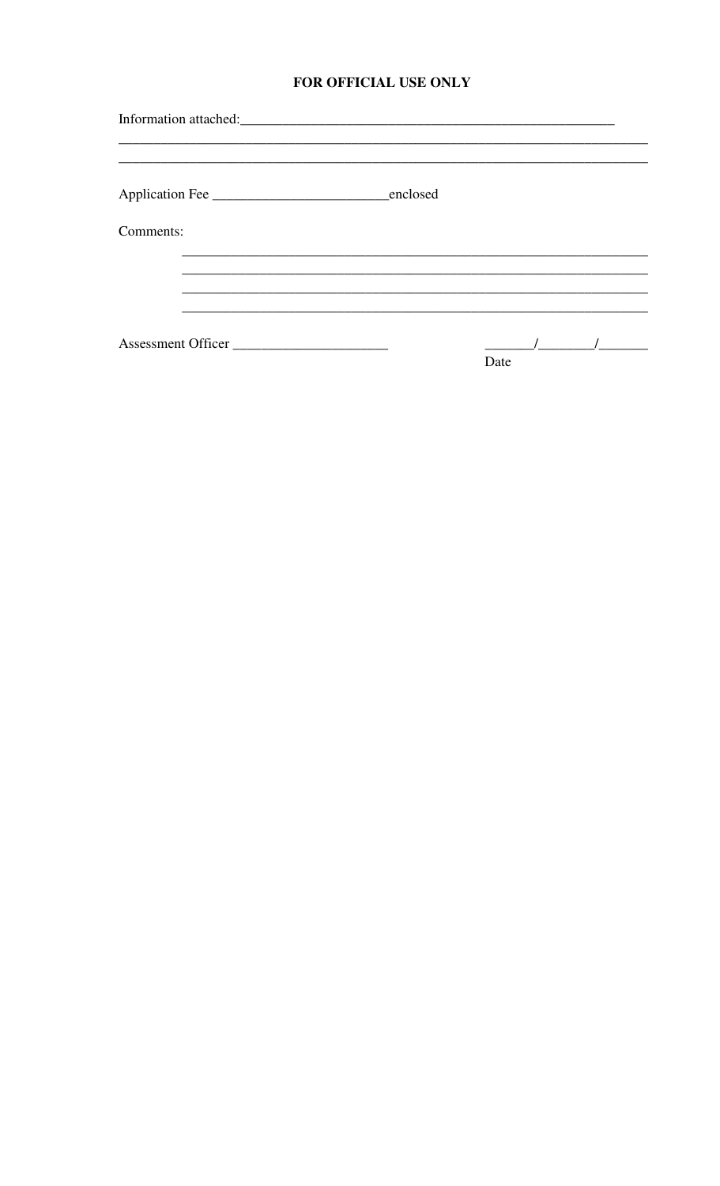**FOR OFFICIAL USE ONLY**

Information attached:_______________________________________________________

___________________________________________________________________________

___________________________________________________________________________

Application Fee _________________________enclosed

Comments:

___________________________________________________________________

___________________________________________________________________

___________________________________________________________________

___________________________________________________________________

Assessment Officer ______________________ _______/________/_______

Date